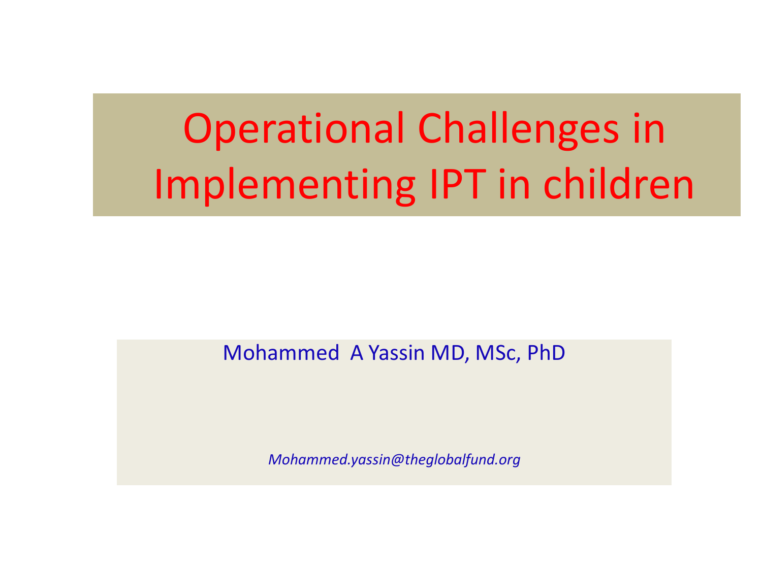# Operational Challenges in Implementing IPT in children

Mohammed A Yassin MD, MSc, PhD

*Mohammed.yassin@theglobalfund.org*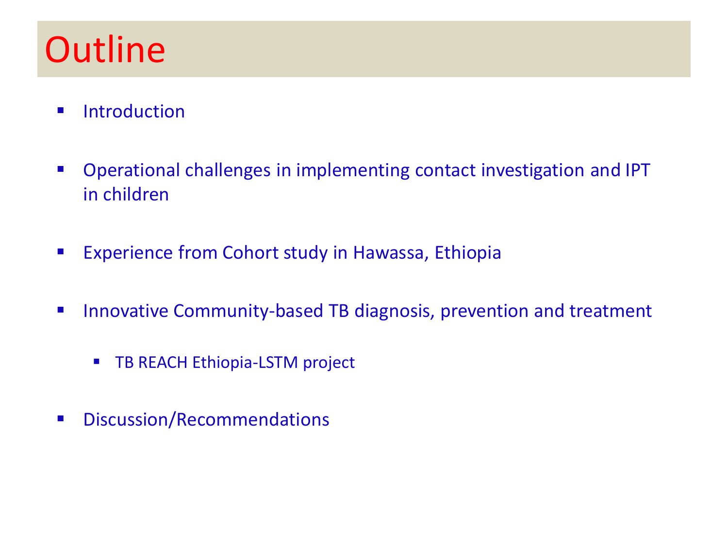# Outline

- Introduction
- Operational challenges in implementing contact investigation and IPT in children
- Experience from Cohort study in Hawassa, Ethiopia
- Innovative Community-based TB diagnosis, prevention and treatment
  - TB REACH Ethiopia-LSTM project
- Discussion/Recommendations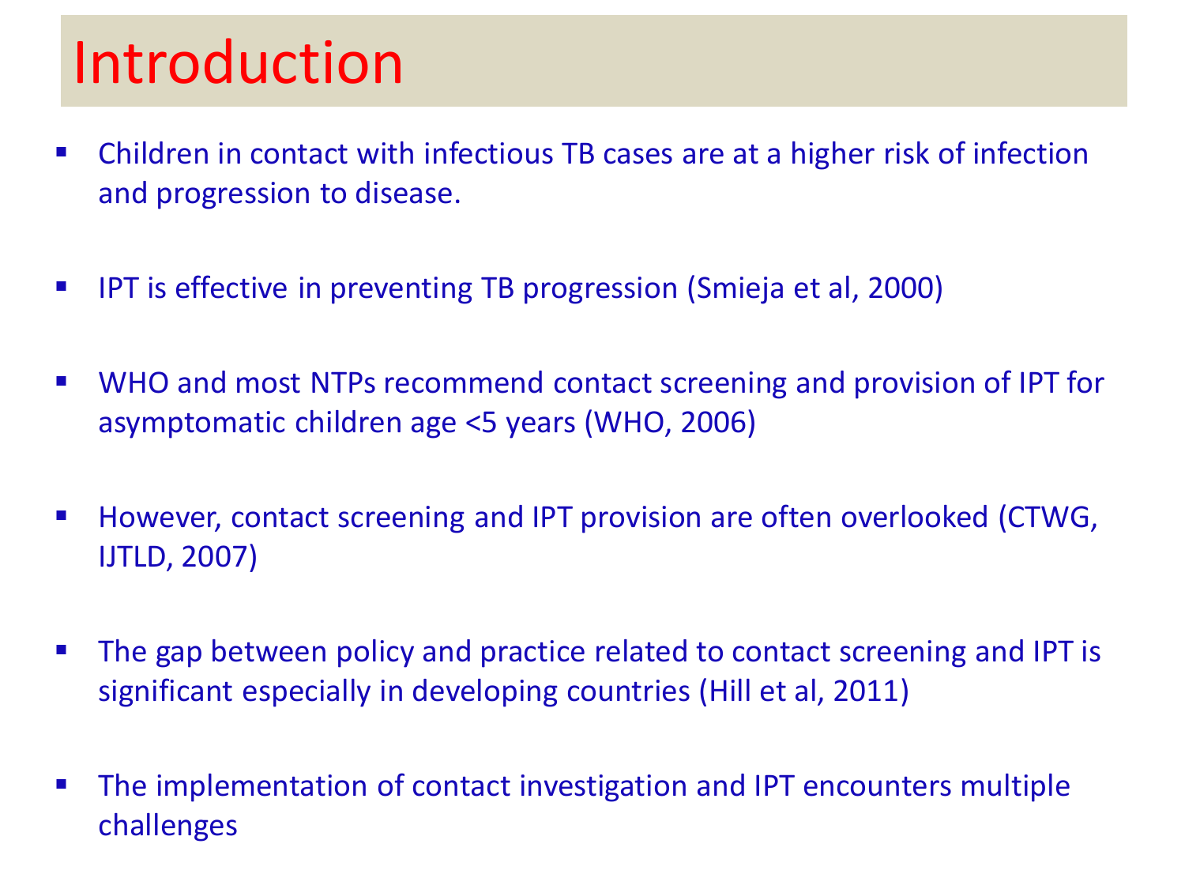# Introduction

- Children in contact with infectious TB cases are at a higher risk of infection and progression to disease.
- IPT is effective in preventing TB progression (Smieja et al, 2000)
- WHO and most NTPs recommend contact screening and provision of IPT for asymptomatic children age <5 years (WHO, 2006)
- However, contact screening and IPT provision are often overlooked (CTWG, IJTLD, 2007)
- The gap between policy and practice related to contact screening and IPT is significant especially in developing countries (Hill et al, 2011)
- The implementation of contact investigation and IPT encounters multiple challenges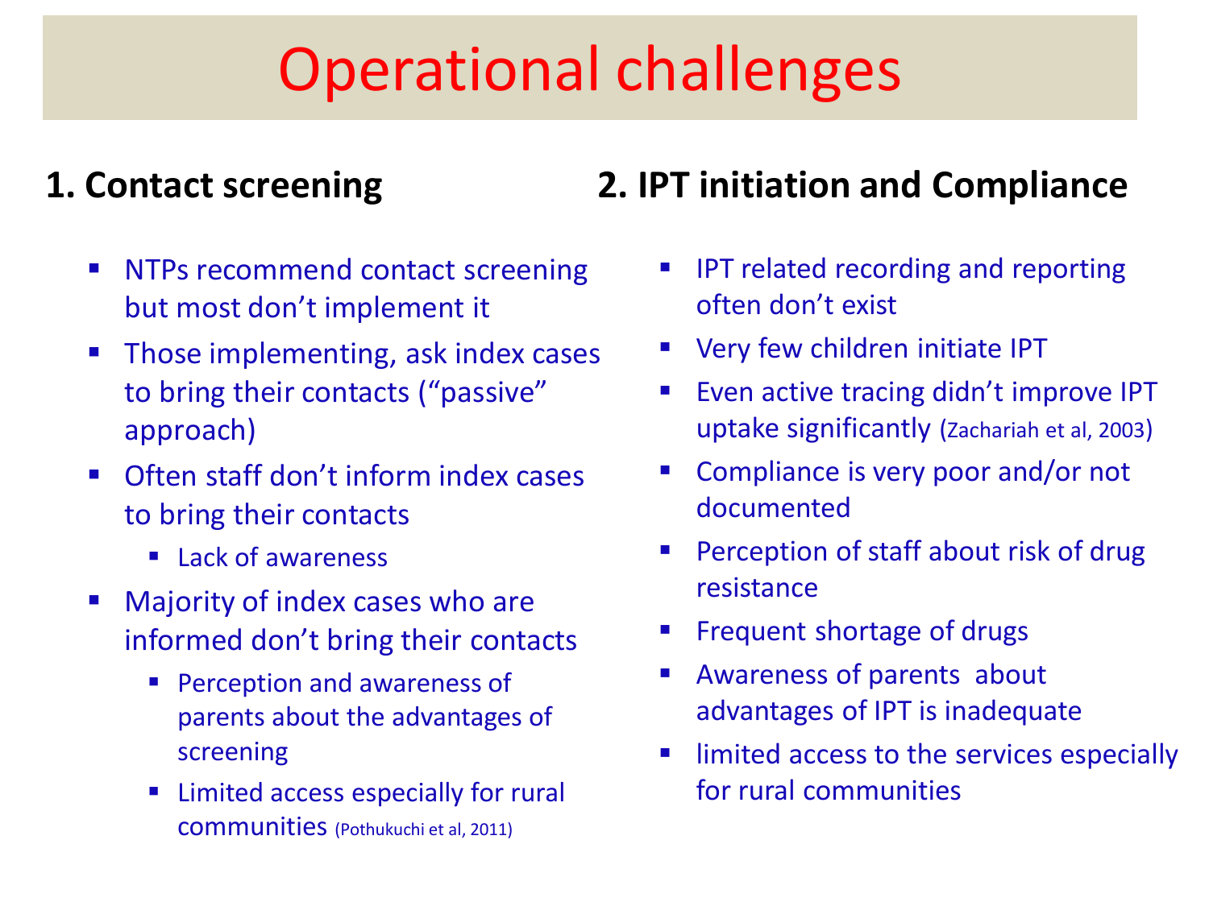# Operational challenges

## 1. Contact screening

- NTPs recommend contact screening but most don't implement it
- Those implementing, ask index cases to bring their contacts ("passive" approach)
- Often staff don't inform index cases to bring their contacts
  - Lack of awareness
- Majority of index cases who are informed don't bring their contacts
  - Perception and awareness of parents about the advantages of screening
  - Limited access especially for rural communities (Pothukuchi et al, 2011)

## 2. IPT initiation and Compliance

- IPT related recording and reporting often don't exist
- Very few children initiate IPT
- Even active tracing didn't improve IPT uptake significantly (Zachariah et al, 2003)
- Compliance is very poor and/or not documented
- Perception of staff about risk of drug resistance
- Frequent shortage of drugs
- Awareness of parents about advantages of IPT is inadequate
- limited access to the services especially for rural communities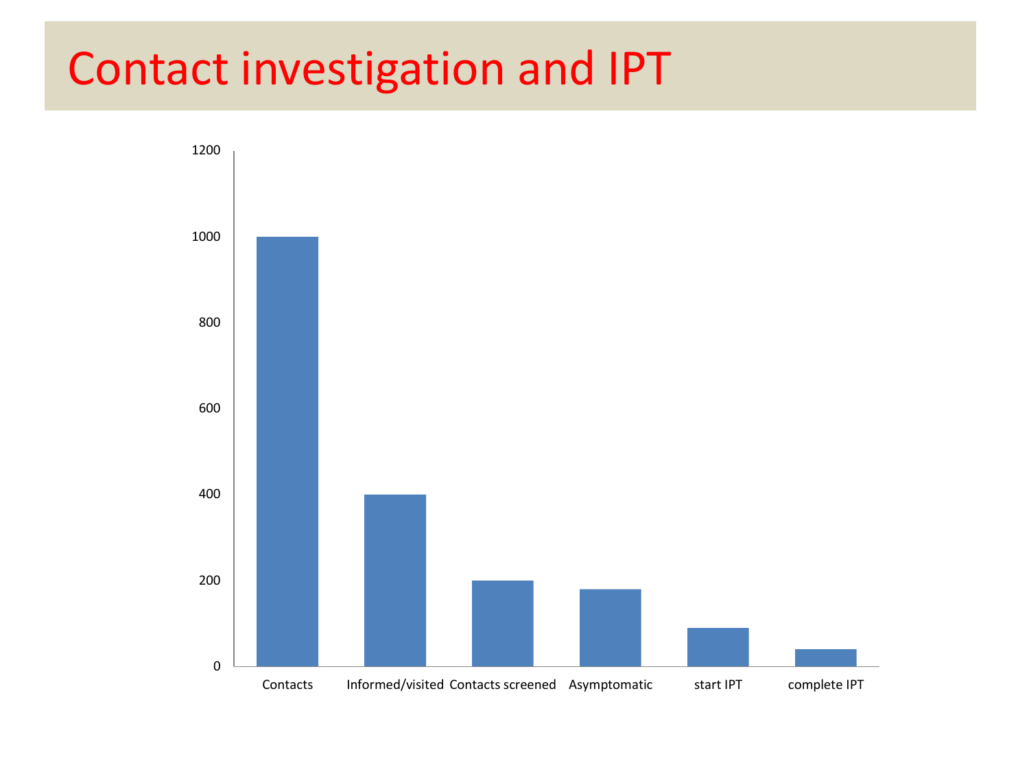# Contact investigation and IPT

| Category | Value |
|---|---|
| Contacts | 1000 |
| Informed/visited | 400 |
| Contacts screened | 200 |
| Asymptomatic | 180 |
| start IPT | 90 |
| complete IPT | 40 |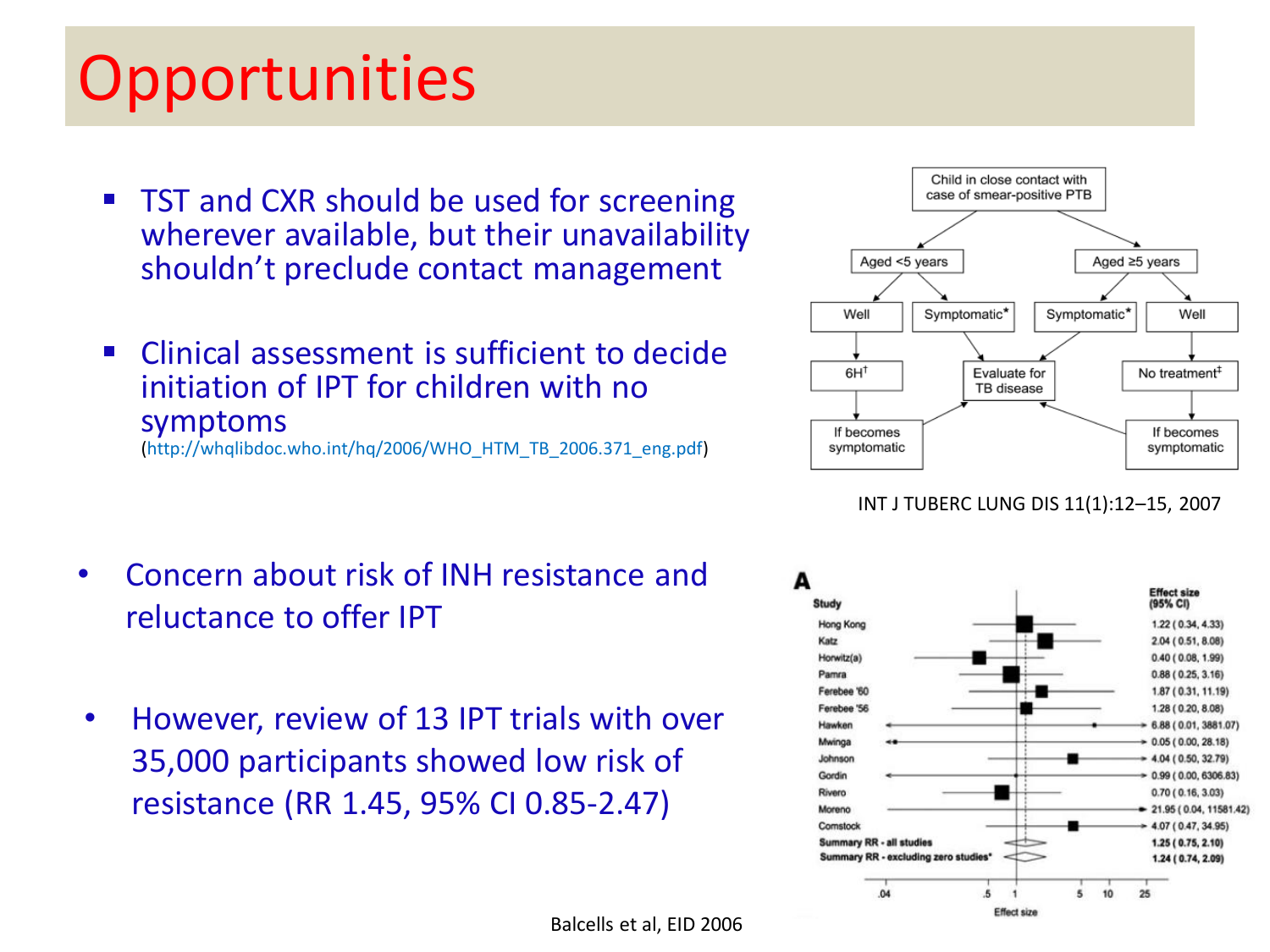# Opportunities

- TST and CXR should be used for screening wherever available, but their unavailability shouldn't preclude contact management
- Clinical assessment is sufficient to decide initiation of IPT for children with no symptoms
  (http://whqlibdoc.who.int/hq/2006/WHO_HTM_TB_2006.371_eng.pdf)

Child in close contact with case of smear-positive PTB → Aged <5 years / Aged ≥5 years

- Aged <5 years → Well → 6H† → If becomes symptomatic → Evaluate for TB disease
- Aged <5 years → Symptomatic* → Evaluate for TB disease
- Aged ≥5 years → Symptomatic* → Evaluate for TB disease
- Aged ≥5 years → Well → No treatment‡ → If becomes symptomatic → Evaluate for TB disease

INT J TUBERC LUNG DIS 11(1):12–15, 2007

- Concern about risk of INH resistance and reluctance to offer IPT
- However, review of 13 IPT trials with over 35,000 participants showed low risk of resistance (RR 1.45, 95% CI 0.85-2.47)

A

| Study | Effect size (95% CI) |
|---|---|
| Hong Kong | 1.22 (0.34, 4.33) |
| Katz | 2.04 (0.51, 8.08) |
| Horwitz(a) | 0.40 (0.08, 1.99) |
| Pamra | 0.88 (0.25, 3.16) |
| Ferebee '60 | 1.87 (0.31, 11.19) |
| Ferebee '56 | 1.28 (0.20, 8.08) |
| Hawken | 6.88 (0.01, 3881.07) |
| Mwinga | 0.05 (0.00, 28.18) |
| Johnson | 4.04 (0.50, 32.79) |
| Gordin | 0.99 (0.00, 6306.83) |
| Rivero | 0.70 (0.16, 3.03) |
| Moreno | 21.95 (0.04, 11581.42) |
| Comstock | 4.07 (0.47, 34.95) |
| **Summary RR - all studies** | **1.25 (0.75, 2.10)** |
| **Summary RR - excluding zero studies*** | **1.24 (0.74, 2.09)** |

Effect size: .04, .5, 1, 5, 10, 25

Balcells et al, EID 2006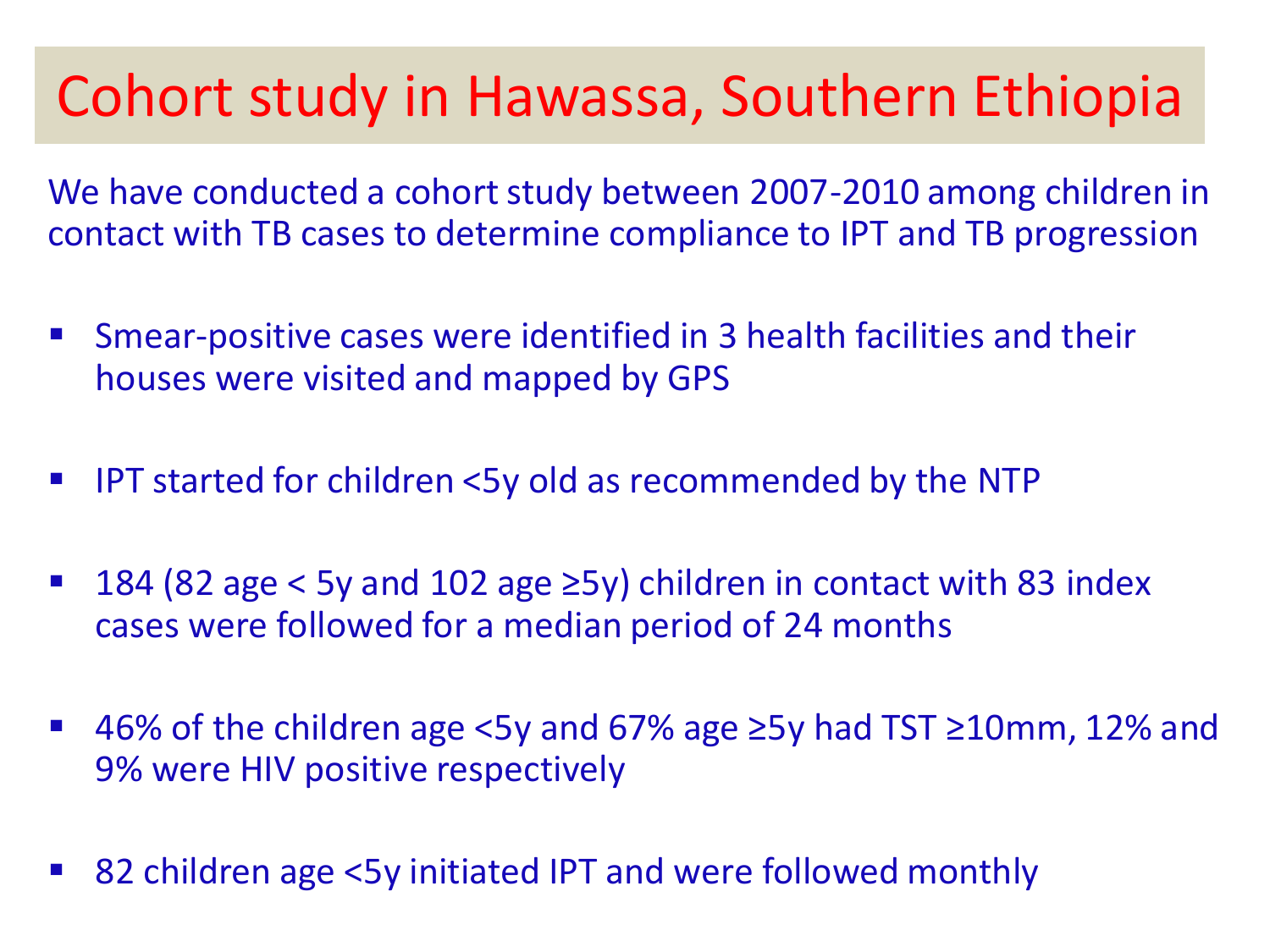# Cohort study in Hawassa, Southern Ethiopia

We have conducted a cohort study between 2007-2010 among children in contact with TB cases to determine compliance to IPT and TB progression

- Smear-positive cases were identified in 3 health facilities and their houses were visited and mapped by GPS
- IPT started for children <5y old as recommended by the NTP
- 184 (82 age < 5y and 102 age ≥5y) children in contact with 83 index cases were followed for a median period of 24 months
- 46% of the children age <5y and 67% age ≥5y had TST ≥10mm, 12% and 9% were HIV positive respectively
- 82 children age <5y initiated IPT and were followed monthly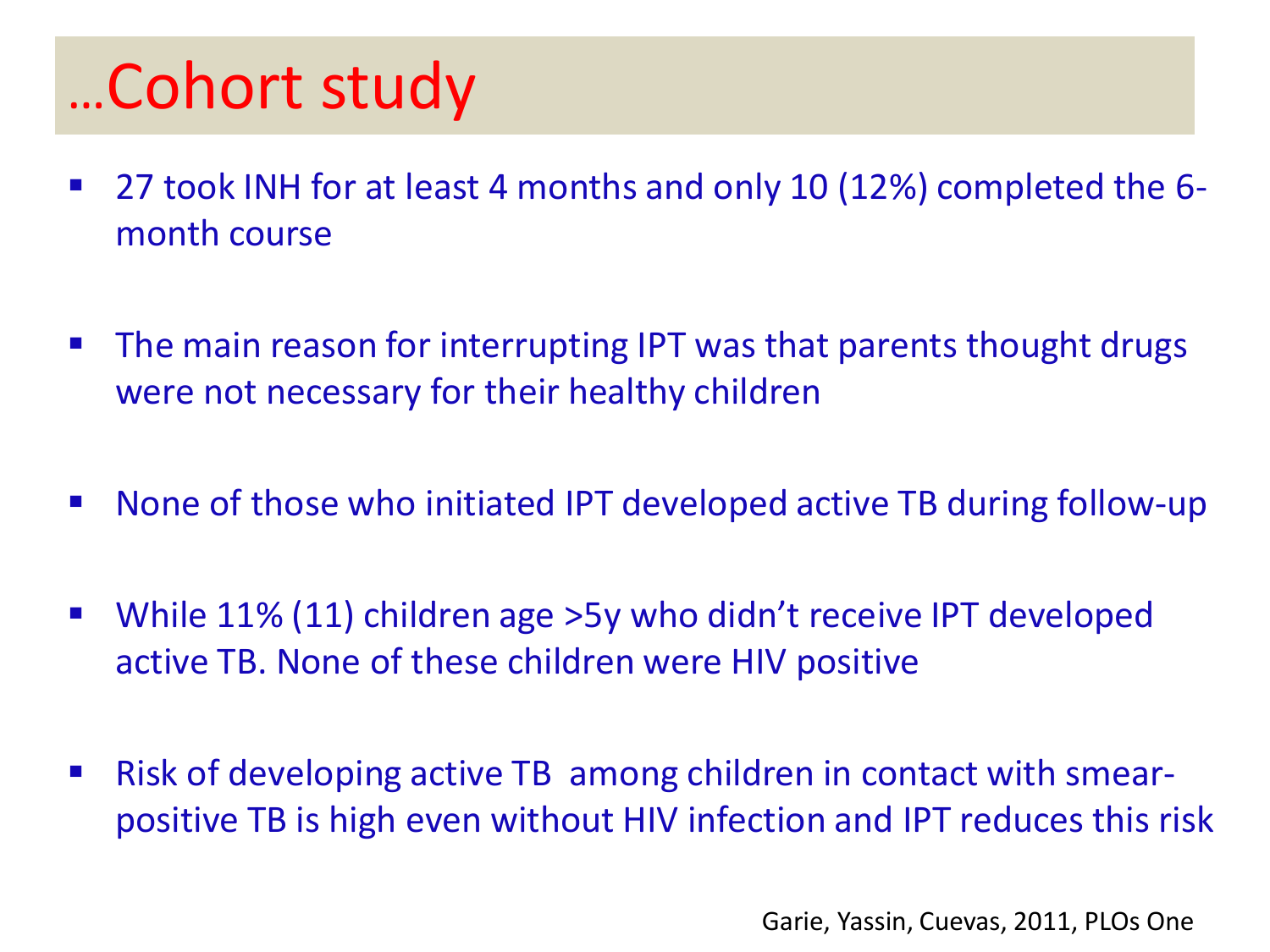# …Cohort study

- 27 took INH for at least 4 months and only 10 (12%) completed the 6-month course
- The main reason for interrupting IPT was that parents thought drugs were not necessary for their healthy children
- None of those who initiated IPT developed active TB during follow-up
- While 11% (11) children age >5y who didn't receive IPT developed active TB. None of these children were HIV positive
- Risk of developing active TB among children in contact with smear-positive TB is high even without HIV infection and IPT reduces this risk

Garie, Yassin, Cuevas, 2011, PLOs One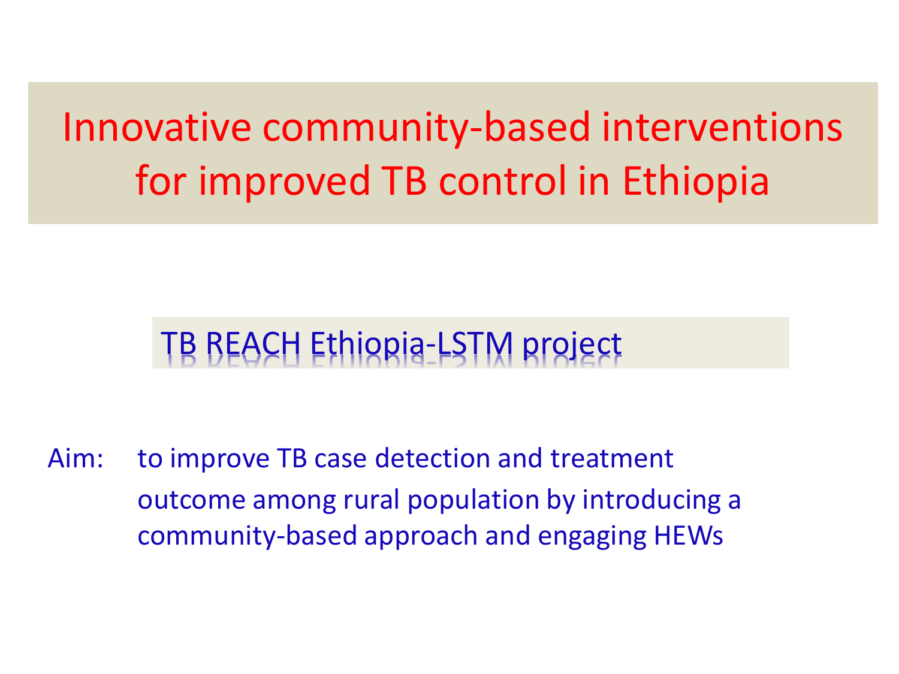# Innovative community-based interventions for improved TB control in Ethiopia

## TB REACH Ethiopia-LSTM project

Aim: to improve TB case detection and treatment outcome among rural population by introducing a community-based approach and engaging HEWs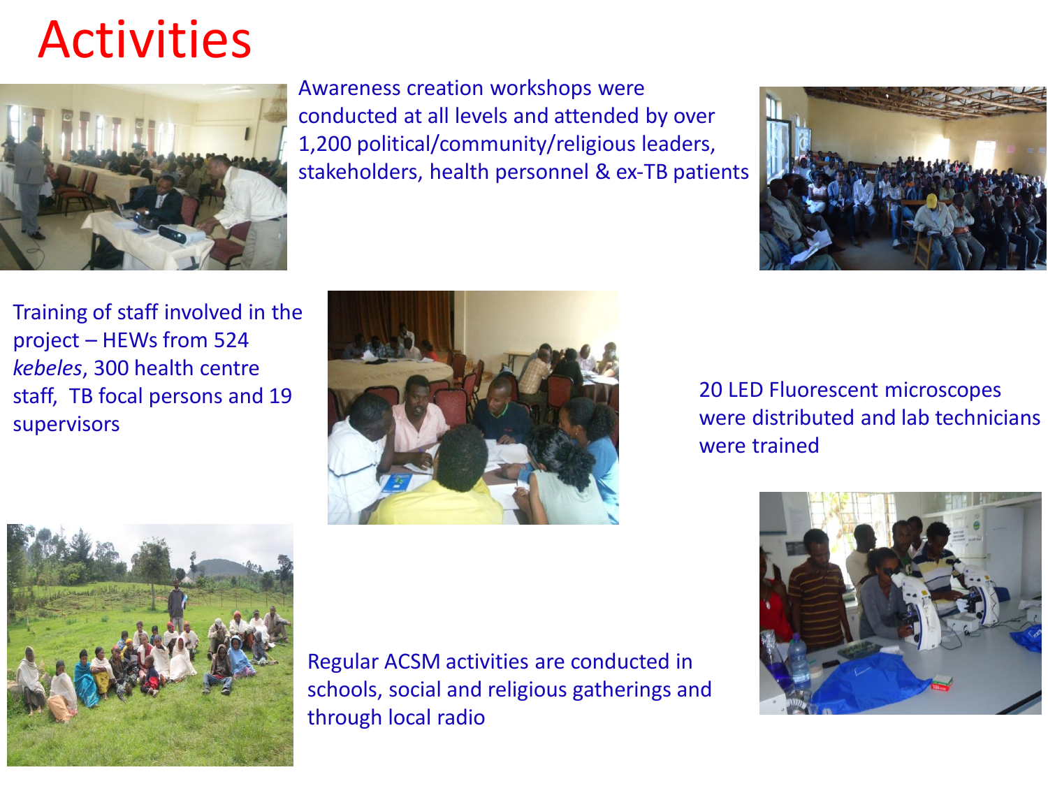# Activities

Awareness creation workshops were conducted at all levels and attended by over 1,200 political/community/religious leaders, stakeholders, health personnel & ex-TB patients

Training of staff involved in the project – HEWs from 524 *kebeles*, 300 health centre staff, TB focal persons and 19 supervisors

20 LED Fluorescent microscopes were distributed and lab technicians were trained

Regular ACSM activities are conducted in schools, social and religious gatherings and through local radio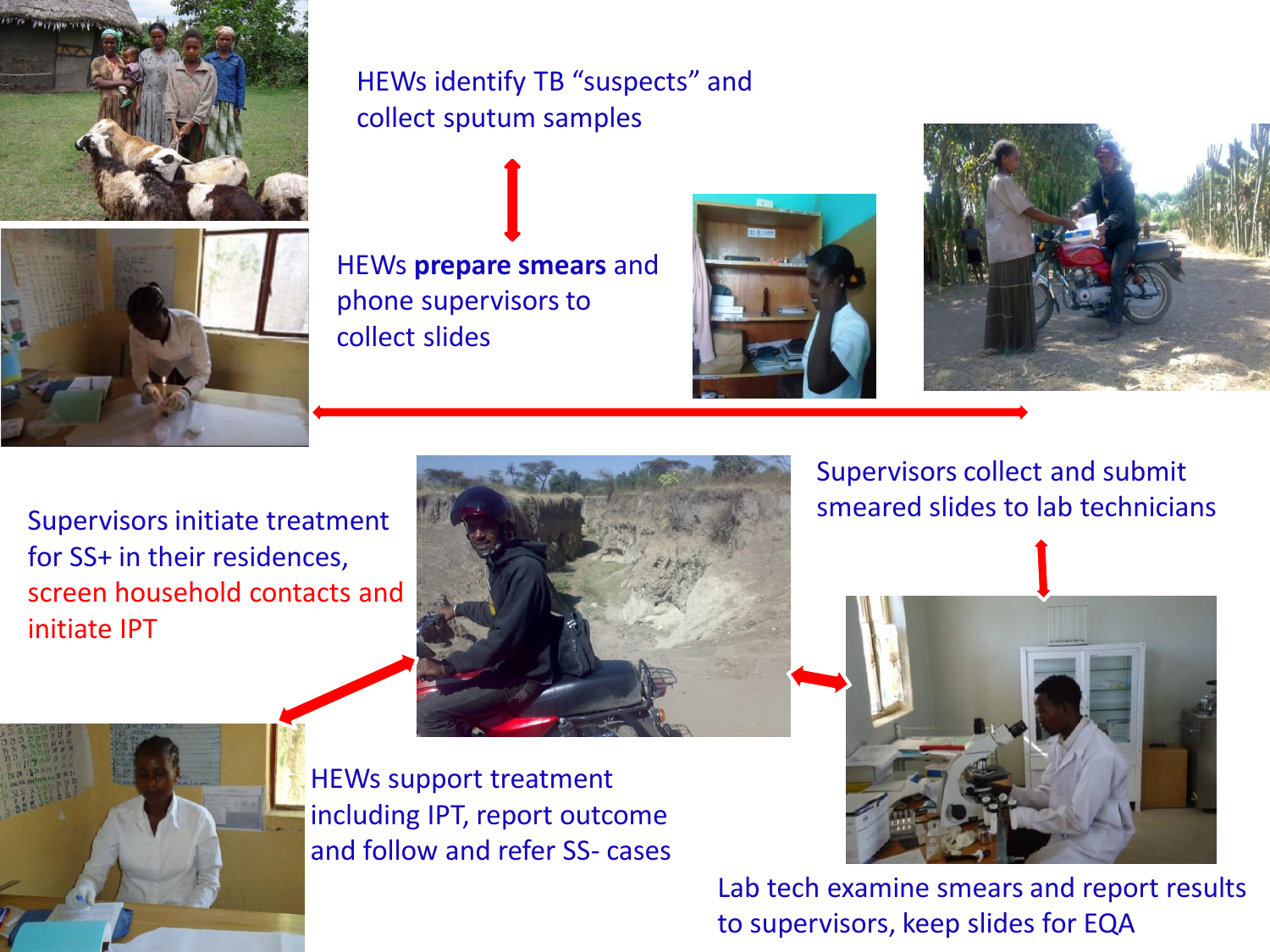HEWs identify TB "suspects" and collect sputum samples

HEWs **prepare smears** and phone supervisors to collect slides

Supervisors collect and submit smeared slides to lab technicians

Lab tech examine smears and report results to supervisors, keep slides for EQA

Supervisors initiate treatment for SS+ in their residences, screen household contacts and initiate IPT

HEWs support treatment including IPT, report outcome and follow and refer SS- cases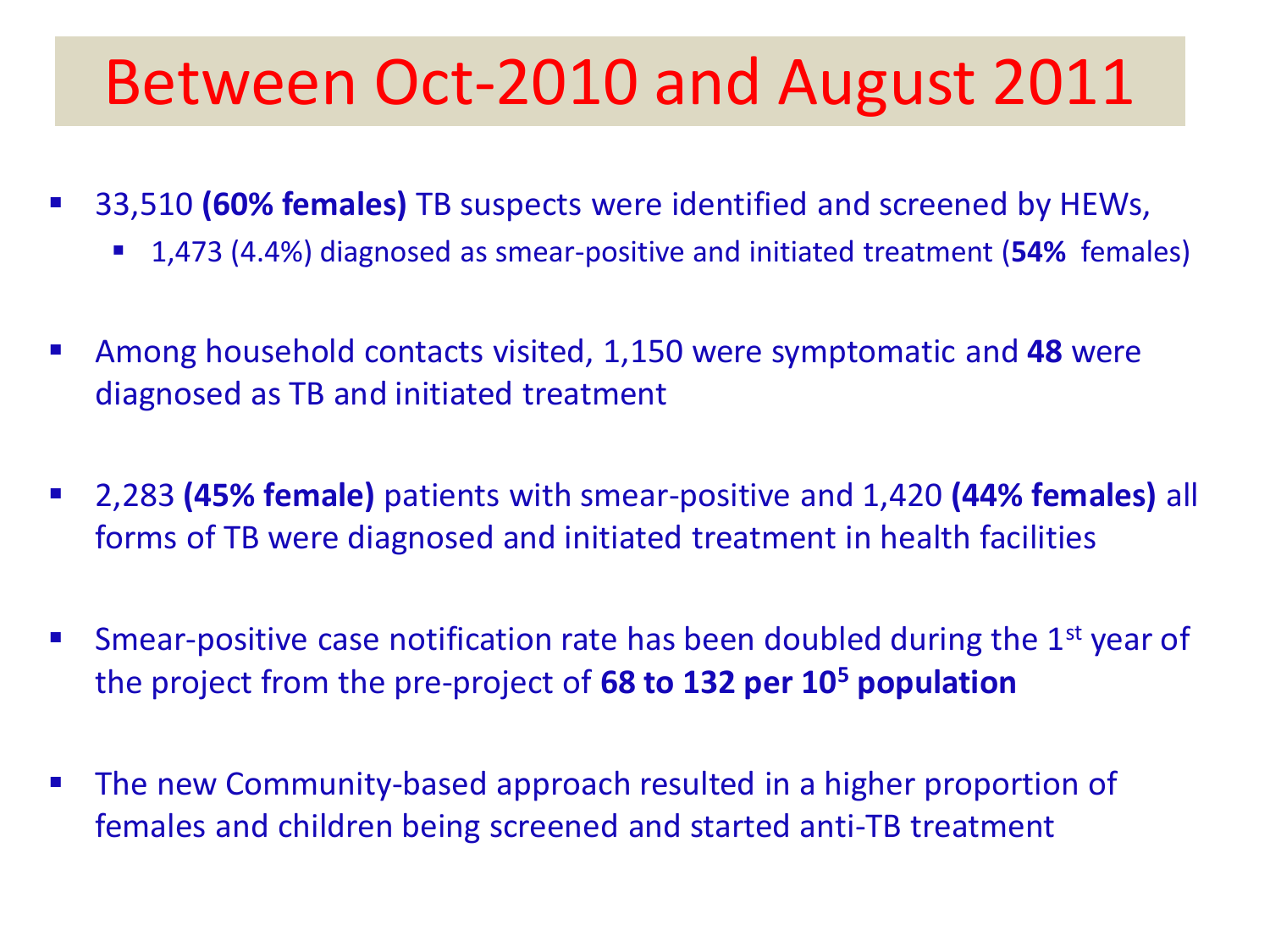# Between Oct-2010 and August 2011

- 33,510 **(60% females)** TB suspects were identified and screened by HEWs,
  - 1,473 (4.4%) diagnosed as smear-positive and initiated treatment (**54%** females)
- Among household contacts visited, 1,150 were symptomatic and **48** were diagnosed as TB and initiated treatment
- 2,283 **(45% female)** patients with smear-positive and 1,420 **(44% females)** all forms of TB were diagnosed and initiated treatment in health facilities
- Smear-positive case notification rate has been doubled during the 1st year of the project from the pre-project of **68 to 132 per $10^5$ population**
- The new Community-based approach resulted in a higher proportion of females and children being screened and started anti-TB treatment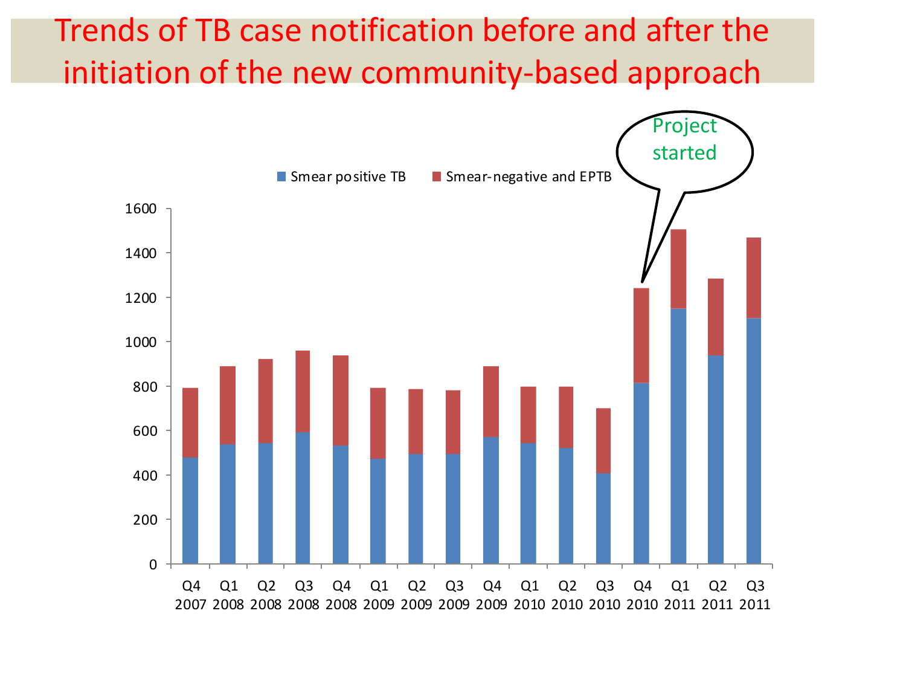# Trends of TB case notification before and after the initiation of the new community-based approach

Project started

■ Smear positive TB ■ Smear-negative and EPTB

1600
1400
1200
1000
800
600
400
200
0

Q4 2007 Q1 2008 Q2 2008 Q3 2008 Q4 2008 Q1 2009 Q2 2009 Q3 2009 Q4 2009 Q1 2010 Q2 2010 Q3 2010 Q4 2010 Q1 2011 Q2 2011 Q3 2011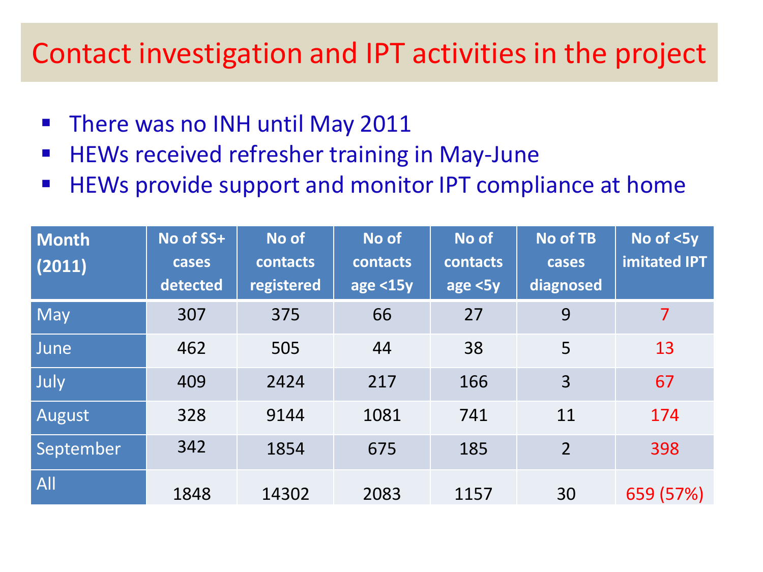# Contact investigation and IPT activities in the project

- There was no INH until May 2011
- HEWs received refresher training in May-June
- HEWs provide support and monitor IPT compliance at home

| Month (2011) | No of SS+ cases detected | No of contacts registered | No of contacts age <15y | No of contacts age <5y | No of TB cases diagnosed | No of <5y imitated IPT |
|---|---|---|---|---|---|---|
| May | 307 | 375 | 66 | 27 | 9 | 7 |
| June | 462 | 505 | 44 | 38 | 5 | 13 |
| July | 409 | 2424 | 217 | 166 | 3 | 67 |
| August | 328 | 9144 | 1081 | 741 | 11 | 174 |
| September | 342 | 1854 | 675 | 185 | 2 | 398 |
| All | 1848 | 14302 | 2083 | 1157 | 30 | 659 (57%) |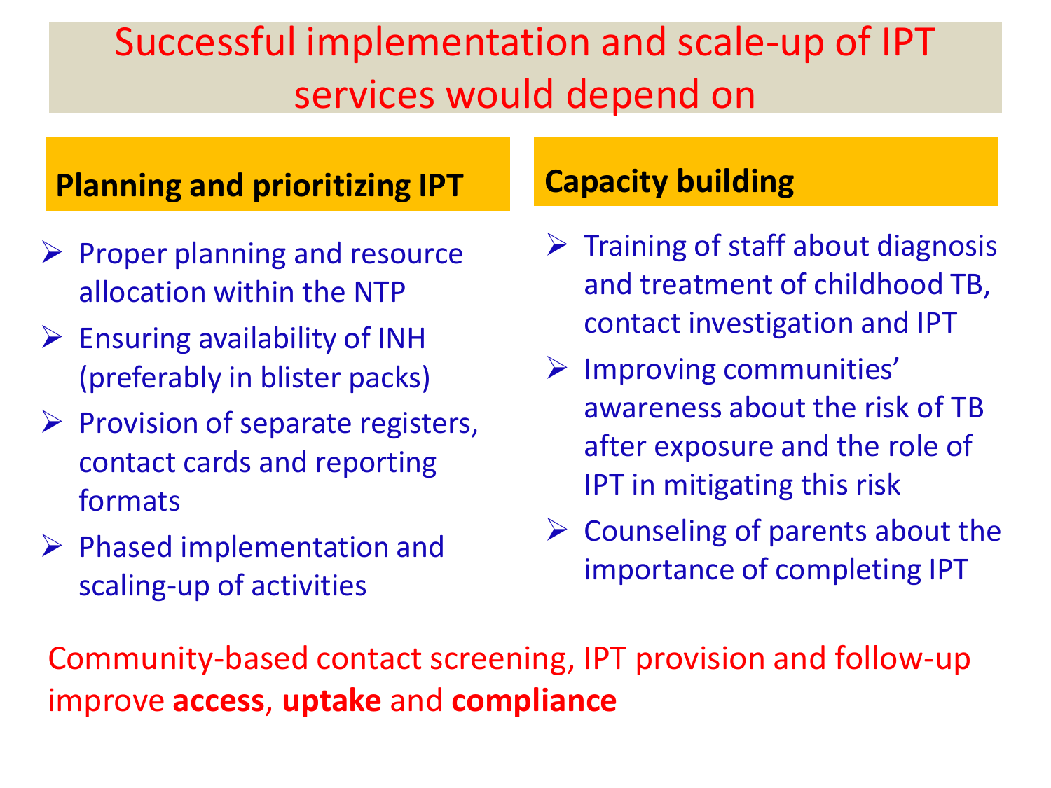# Successful implementation and scale-up of IPT services would depend on

## Planning and prioritizing IPT

- Proper planning and resource allocation within the NTP
- Ensuring availability of INH (preferably in blister packs)
- Provision of separate registers, contact cards and reporting formats
- Phased implementation and scaling-up of activities

## Capacity building

- Training of staff about diagnosis and treatment of childhood TB, contact investigation and IPT
- Improving communities' awareness about the risk of TB after exposure and the role of IPT in mitigating this risk
- Counseling of parents about the importance of completing IPT

Community-based contact screening, IPT provision and follow-up improve **access**, **uptake** and **compliance**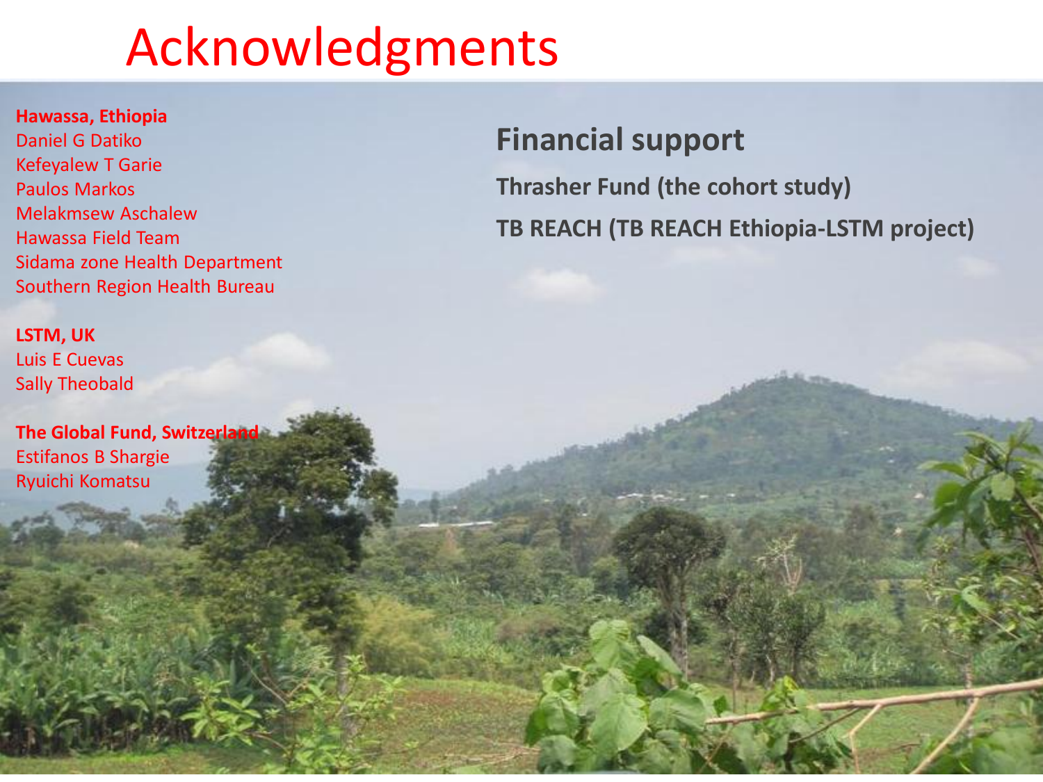# Acknowledgments

**Hawassa, Ethiopia**
Daniel G Datiko
Kefeyalew T Garie
Paulos Markos
Melakmsew Aschalew
Hawassa Field Team
Sidama zone Health Department
Southern Region Health Bureau

**LSTM, UK**
Luis E Cuevas
Sally Theobald

**The Global Fund, Switzerland**
Estifanos B Shargie
Ryuichi Komatsu

## Financial support

**Thrasher Fund (the cohort study)**

**TB REACH (TB REACH Ethiopia-LSTM project)**